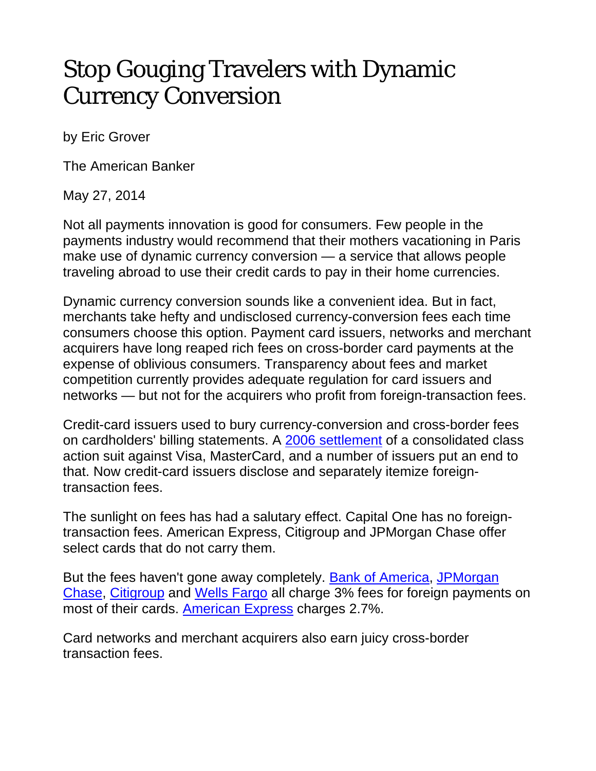# Stop Gouging Travelers with Dynamic Currency Conversion

by Eric Grover

The American Banker

May 27, 2014

Not all payments innovation is good for consumers. Few people in the payments industry would recommend that their mothers vacationing in Paris make use of dynamic currency conversion — a service that allows people traveling abroad to use their credit cards to pay in their home currencies.

Dynamic currency conversion sounds like a convenient idea. But in fact, merchants take hefty and undisclosed currency-conversion fees each time consumers choose this option. Payment card issuers, networks and merchant acquirers have long reaped rich fees on cross-border card payments at the expense of oblivious consumers. Transparency about fees and market competition currently provides adequate regulation for card issuers and networks — but not for the acquirers who profit from foreign-transaction fees.

Credit-card issuers used to bury currency-conversion and cross-border fees on cardholders' billing statements. A 2006 settlement of a consolidated class action suit against Visa, MasterCard, and a number of issuers put an end to that. Now credit-card issuers disclose and separately itemize foreign-transaction fees.

The sunlight on fees has had a salutary effect. Capital One has no foreign-transaction fees. American Express, Citigroup and JPMorgan Chase offer select cards that do not carry them.

But the fees haven't gone away completely. Bank of America, JPMorgan Chase, Citigroup and Wells Fargo all charge 3% fees for foreign payments on most of their cards. American Express charges 2.7%.

Card networks and merchant acquirers also earn juicy cross-border transaction fees.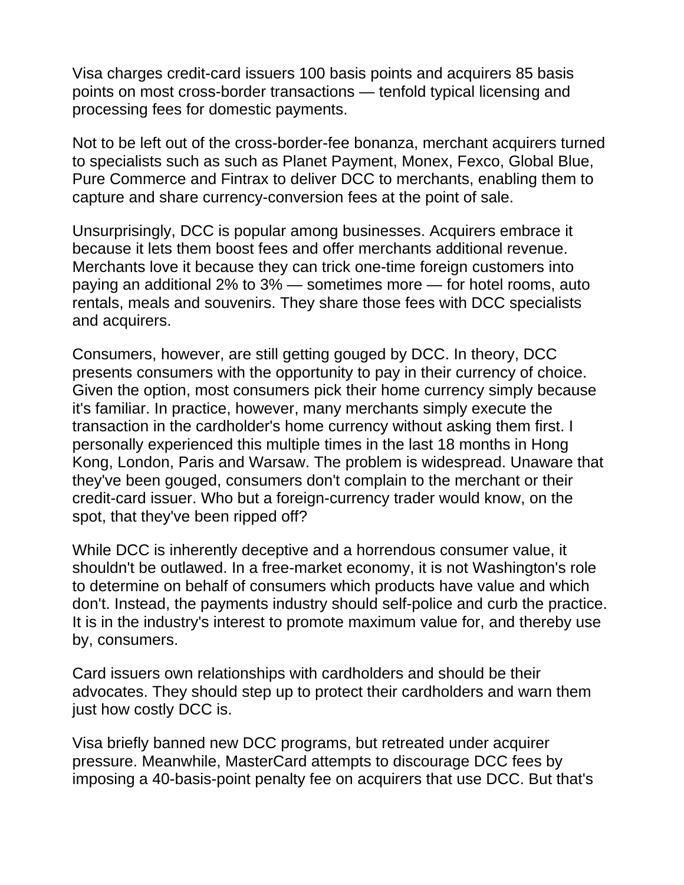Visa charges credit-card issuers 100 basis points and acquirers 85 basis points on most cross-border transactions — tenfold typical licensing and processing fees for domestic payments.

Not to be left out of the cross-border-fee bonanza, merchant acquirers turned to specialists such as such as Planet Payment, Monex, Fexco, Global Blue, Pure Commerce and Fintrax to deliver DCC to merchants, enabling them to capture and share currency-conversion fees at the point of sale.

Unsurprisingly, DCC is popular among businesses. Acquirers embrace it because it lets them boost fees and offer merchants additional revenue. Merchants love it because they can trick one-time foreign customers into paying an additional 2% to 3% — sometimes more — for hotel rooms, auto rentals, meals and souvenirs. They share those fees with DCC specialists and acquirers.

Consumers, however, are still getting gouged by DCC. In theory, DCC presents consumers with the opportunity to pay in their currency of choice. Given the option, most consumers pick their home currency simply because it's familiar. In practice, however, many merchants simply execute the transaction in the cardholder's home currency without asking them first. I personally experienced this multiple times in the last 18 months in Hong Kong, London, Paris and Warsaw. The problem is widespread. Unaware that they've been gouged, consumers don't complain to the merchant or their credit-card issuer. Who but a foreign-currency trader would know, on the spot, that they've been ripped off?

While DCC is inherently deceptive and a horrendous consumer value, it shouldn't be outlawed. In a free-market economy, it is not Washington's role to determine on behalf of consumers which products have value and which don't. Instead, the payments industry should self-police and curb the practice. It is in the industry's interest to promote maximum value for, and thereby use by, consumers.

Card issuers own relationships with cardholders and should be their advocates. They should step up to protect their cardholders and warn them just how costly DCC is.

Visa briefly banned new DCC programs, but retreated under acquirer pressure. Meanwhile, MasterCard attempts to discourage DCC fees by imposing a 40-basis-point penalty fee on acquirers that use DCC. But that's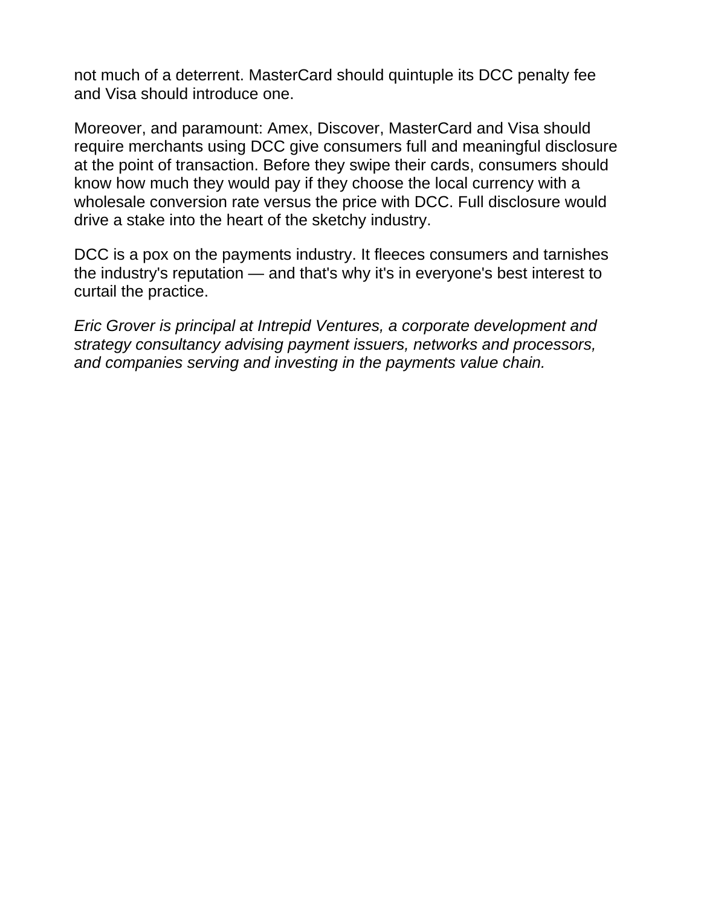not much of a deterrent. MasterCard should quintuple its DCC penalty fee and Visa should introduce one.

Moreover, and paramount: Amex, Discover, MasterCard and Visa should require merchants using DCC give consumers full and meaningful disclosure at the point of transaction. Before they swipe their cards, consumers should know how much they would pay if they choose the local currency with a wholesale conversion rate versus the price with DCC. Full disclosure would drive a stake into the heart of the sketchy industry.

DCC is a pox on the payments industry. It fleeces consumers and tarnishes the industry's reputation — and that's why it's in everyone's best interest to curtail the practice.

*Eric Grover is principal at Intrepid Ventures, a corporate development and strategy consultancy advising payment issuers, networks and processors, and companies serving and investing in the payments value chain.*